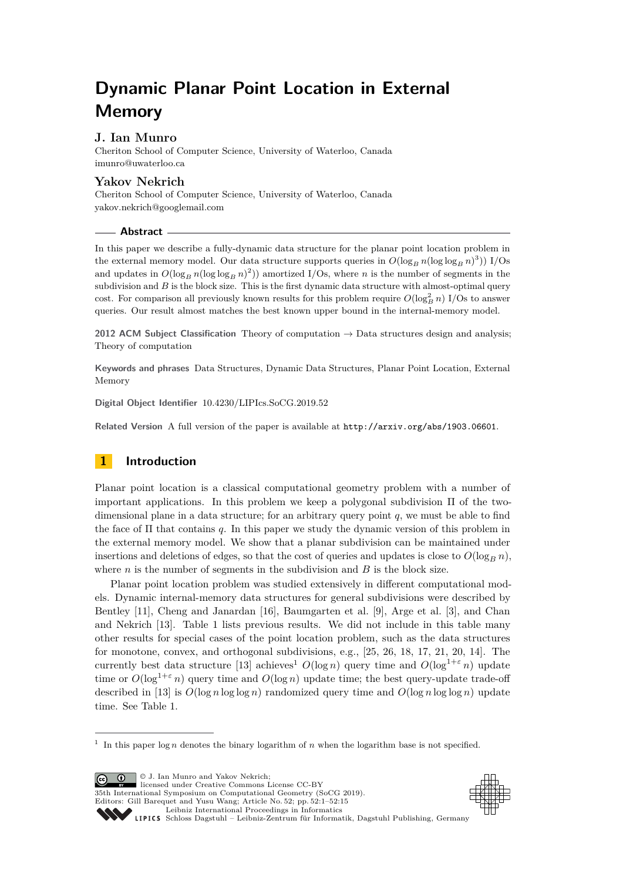# Dynamic Planar Point Location in External Memory

**J. Ian Munro**

Cheriton School of Computer Science, University of Waterloo, Canada
imunro@uwaterloo.ca

**Yakov Nekrich**

Cheriton School of Computer Science, University of Waterloo, Canada
yakov.nekrich@googlemail.com

## Abstract

In this paper we describe a fully-dynamic data structure for the planar point location problem in the external memory model. Our data structure supports queries in $O(\log_B n(\log\log_B n)^3))$ I/Os and updates in $O(\log_B n(\log\log_B n)^2))$ amortized I/Os, where $n$ is the number of segments in the subdivision and $B$ is the block size. This is the first dynamic data structure with almost-optimal query cost. For comparison all previously known results for this problem require $O(\log_B^2 n)$ I/Os to answer queries. Our result almost matches the best known upper bound in the internal-memory model.

**2012 ACM Subject Classification** Theory of computation → Data structures design and analysis; Theory of computation

**Keywords and phrases** Data Structures, Dynamic Data Structures, Planar Point Location, External Memory

**Digital Object Identifier** 10.4230/LIPIcs.SoCG.2019.52

**Related Version** A full version of the paper is available at `http://arxiv.org/abs/1903.06601`.

## 1 Introduction

Planar point location is a classical computational geometry problem with a number of important applications. In this problem we keep a polygonal subdivision $\Pi$ of the two-dimensional plane in a data structure; for an arbitrary query point $q$, we must be able to find the face of $\Pi$ that contains $q$. In this paper we study the dynamic version of this problem in the external memory model. We show that a planar subdivision can be maintained under insertions and deletions of edges, so that the cost of queries and updates is close to $O(\log_B n)$, where $n$ is the number of segments in the subdivision and $B$ is the block size.

Planar point location problem was studied extensively in different computational models. Dynamic internal-memory data structures for general subdivisions were described by Bentley [11], Cheng and Janardan [16], Baumgarten et al. [9], Arge et al. [3], and Chan and Nekrich [13]. Table 1 lists previous results. We did not include in this table many other results for special cases of the point location problem, such as the data structures for monotone, convex, and orthogonal subdivisions, e.g., [25, 26, 18, 17, 21, 20, 14]. The currently best data structure [13] achieves[1] $O(\log n)$ query time and $O(\log^{1+\varepsilon} n)$ update time or $O(\log^{1+\varepsilon} n)$ query time and $O(\log n)$ update time; the best query-update trade-off described in [13] is $O(\log n \log\log n)$ randomized query time and $O(\log n \log\log n)$ update time. See Table 1.

---

[1] In this paper $\log n$ denotes the binary logarithm of $n$ when the logarithm base is not specified.

© J. Ian Munro and Yakov Nekrich;
licensed under Creative Commons License CC-BY
35th International Symposium on Computational Geometry (SoCG 2019).
Editors: Gill Barequet and Yusu Wang; Article No. 52; pp. 52:1–52:15
Leibniz International Proceedings in Informatics
Schloss Dagstuhl – Leibniz-Zentrum für Informatik, Dagstuhl Publishing, Germany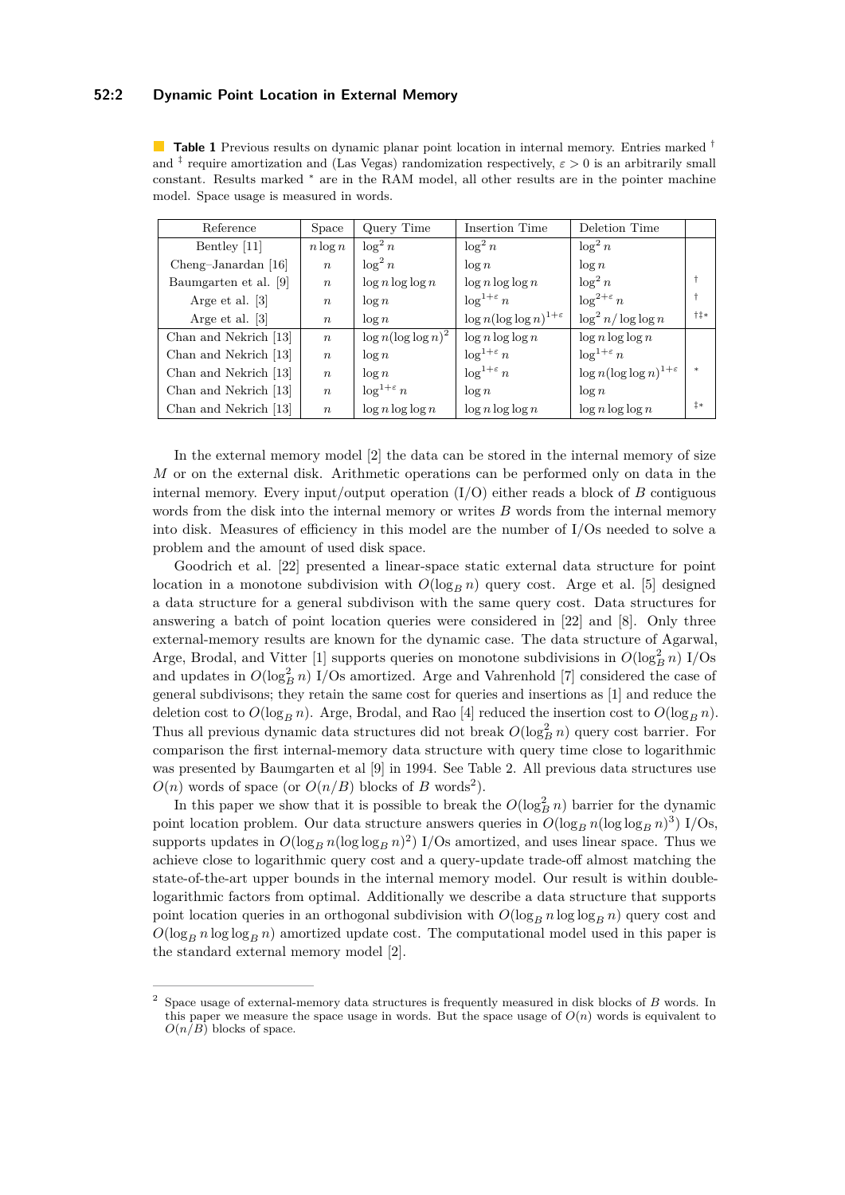**Table 1** Previous results on dynamic planar point location in internal memory. Entries marked † and ‡ require amortization and (Las Vegas) randomization respectively, $\varepsilon > 0$ is an arbitrarily small constant. Results marked * are in the RAM model, all other results are in the pointer machine model. Space usage is measured in words.

| Reference | Space | Query Time | Insertion Time | Deletion Time | |
|---|---|---|---|---|---|
| Bentley [11] | $n \log n$ | $\log^2 n$ | $\log^2 n$ | $\log^2 n$ | |
| Cheng–Janardan [16] | $n$ | $\log^2 n$ | $\log n$ | $\log n$ | |
| Baumgarten et al. [9] | $n$ | $\log n \log\log n$ | $\log n \log\log n$ | $\log^2 n$ | † |
| Arge et al. [3] | $n$ | $\log n$ | $\log^{1+\varepsilon} n$ | $\log^{2+\varepsilon} n$ | † |
| Arge et al. [3] | $n$ | $\log n$ | $\log n (\log\log n)^{1+\varepsilon}$ | $\log^2 n / \log\log n$ | †‡* |
| Chan and Nekrich [13] | $n$ | $\log n (\log\log n)^2$ | $\log n \log\log n$ | $\log n \log\log n$ | |
| Chan and Nekrich [13] | $n$ | $\log n$ | $\log^{1+\varepsilon} n$ | $\log^{1+\varepsilon} n$ | |
| Chan and Nekrich [13] | $n$ | $\log n$ | $\log^{1+\varepsilon} n$ | $\log n (\log\log n)^{1+\varepsilon}$ | * |
| Chan and Nekrich [13] | $n$ | $\log^{1+\varepsilon} n$ | $\log n$ | $\log n$ | |
| Chan and Nekrich [13] | $n$ | $\log n \log\log n$ | $\log n \log\log n$ | $\log n \log\log n$ | ‡* |

In the external memory model [2] the data can be stored in the internal memory of size $M$ or on the external disk. Arithmetic operations can be performed only on data in the internal memory. Every input/output operation (I/O) either reads a block of $B$ contiguous words from the disk into the internal memory or writes $B$ words from the internal memory into disk. Measures of efficiency in this model are the number of I/Os needed to solve a problem and the amount of used disk space.

Goodrich et al. [22] presented a linear-space static external data structure for point location in a monotone subdivision with $O(\log_B n)$ query cost. Arge et al. [5] designed a data structure for a general subdivision with the same query cost. Data structures for answering a batch of point location queries were considered in [22] and [8]. Only three external-memory results are known for the dynamic case. The data structure of Agarwal, Arge, Brodal, and Vitter [1] supports queries on monotone subdivisions in $O(\log_B^2 n)$ I/Os and updates in $O(\log_B^2 n)$ I/Os amortized. Arge and Vahrenhold [7] considered the case of general subdivisons; they retain the same cost for queries and insertions as [1] and reduce the deletion cost to $O(\log_B n)$. Arge, Brodal, and Rao [4] reduced the insertion cost to $O(\log_B n)$. Thus all previous dynamic data structures did not break $O(\log_B^2 n)$ query cost barrier. For comparison the first internal-memory data structure with query time close to logarithmic was presented by Baumgarten et al [9] in 1994. See Table 2. All previous data structures use $O(n)$ words of space (or $O(n/B)$ blocks of $B$ words[2]).

In this paper we show that it is possible to break the $O(\log_B^2 n)$ barrier for the dynamic point location problem. Our data structure answers queries in $O(\log_B n (\log\log_B n)^3)$ I/Os, supports updates in $O(\log_B n (\log\log_B n)^2)$ I/Os amortized, and uses linear space. Thus we achieve close to logarithmic query cost and a query-update trade-off almost matching the state-of-the-art upper bounds in the internal memory model. Our result is within double-logarithmic factors from optimal. Additionally we describe a data structure that supports point location queries in an orthogonal subdivision with $O(\log_B n \log\log_B n)$ query cost and $O(\log_B n \log\log_B n)$ amortized update cost. The computational model used in this paper is the standard external memory model [2].

---

[2] Space usage of external-memory data structures is frequently measured in disk blocks of $B$ words. In this paper we measure the space usage in words. But the space usage of $O(n)$ words is equivalent to $O(n/B)$ blocks of space.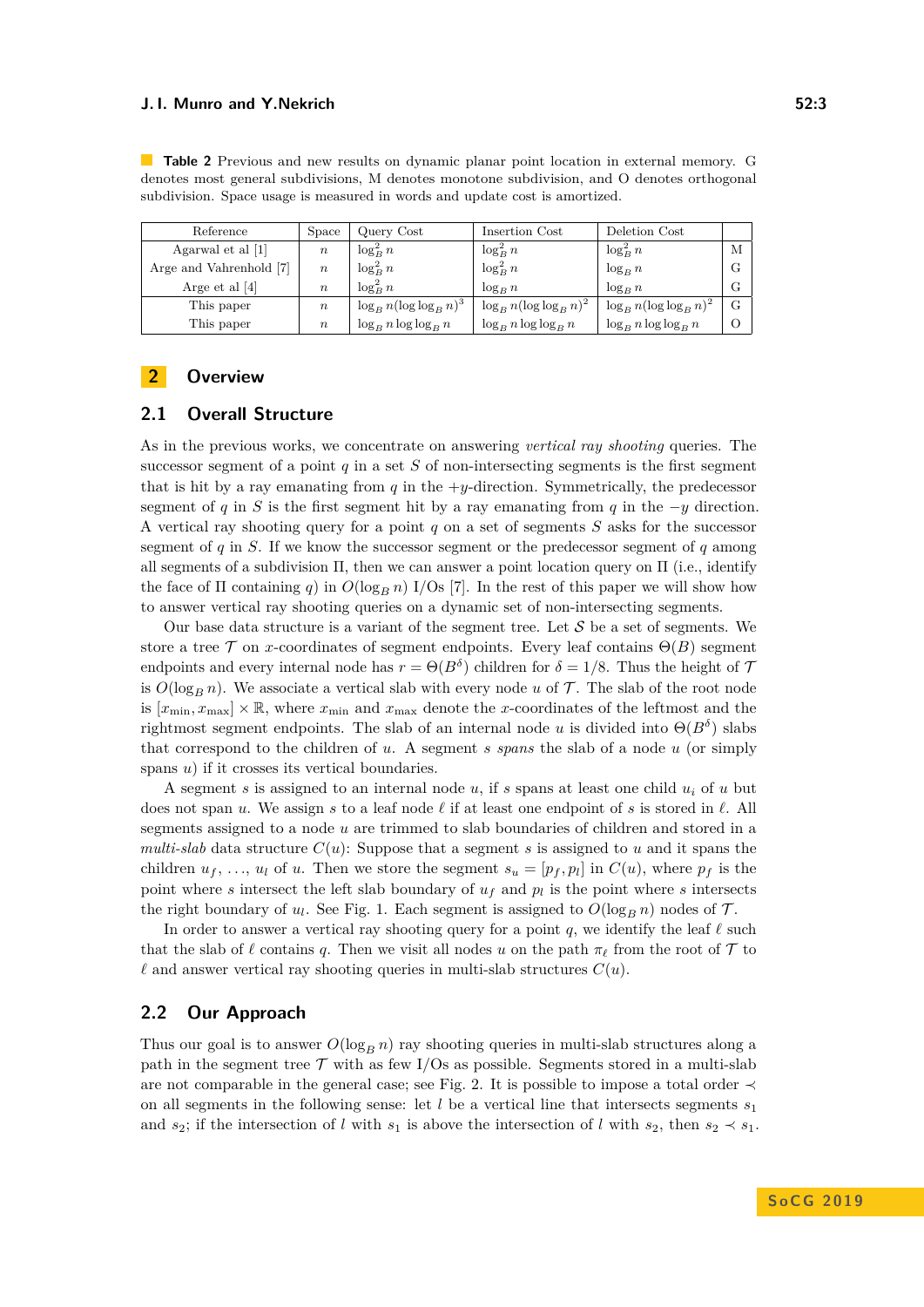**Table 2** Previous and new results on dynamic planar point location in external memory. G denotes most general subdivisions, M denotes monotone subdivision, and O denotes orthogonal subdivision. Space usage is measured in words and update cost is amortized.

| Reference | Space | Query Cost | Insertion Cost | Deletion Cost | |
|---|---|---|---|---|---|
| Agarwal et al [1] | $n$ | $\log_B^2 n$ | $\log_B^2 n$ | $\log_B^2 n$ | M |
| Arge and Vahrenhold [7] | $n$ | $\log_B^2 n$ | $\log_B^2 n$ | $\log_B n$ | G |
| Arge et al [4] | $n$ | $\log_B^2 n$ | $\log_B n$ | $\log_B n$ | G |
| This paper | $n$ | $\log_B n(\log\log_B n)^3$ | $\log_B n(\log\log_B n)^2$ | $\log_B n(\log\log_B n)^2$ | G |
| This paper | $n$ | $\log_B n \log\log_B n$ | $\log_B n \log\log_B n$ | $\log_B n \log\log_B n$ | O |

## 2 Overview

### 2.1 Overall Structure

As in the previous works, we concentrate on answering *vertical ray shooting* queries. The successor segment of a point $q$ in a set $S$ of non-intersecting segments is the first segment that is hit by a ray emanating from $q$ in the $+y$-direction. Symmetrically, the predecessor segment of $q$ in $S$ is the first segment hit by a ray emanating from $q$ in the $-y$ direction. A vertical ray shooting query for a point $q$ on a set of segments $S$ asks for the successor segment of $q$ in $S$. If we know the successor segment or the predecessor segment of $q$ among all segments of a subdivision $\Pi$, then we can answer a point location query on $\Pi$ (i.e., identify the face of $\Pi$ containing $q$) in $O(\log_B n)$ I/Os [7]. In the rest of this paper we will show how to answer vertical ray shooting queries on a dynamic set of non-intersecting segments.

Our base data structure is a variant of the segment tree. Let $\mathcal{S}$ be a set of segments. We store a tree $\mathcal{T}$ on $x$-coordinates of segment endpoints. Every leaf contains $\Theta(B)$ segment endpoints and every internal node has $r = \Theta(B^\delta)$ children for $\delta = 1/8$. Thus the height of $\mathcal{T}$ is $O(\log_B n)$. We associate a vertical slab with every node $u$ of $\mathcal{T}$. The slab of the root node is $[x_{\min}, x_{\max}] \times \mathbb{R}$, where $x_{\min}$ and $x_{\max}$ denote the $x$-coordinates of the leftmost and the rightmost segment endpoints. The slab of an internal node $u$ is divided into $\Theta(B^\delta)$ slabs that correspond to the children of $u$. A segment $s$ *spans* the slab of a node $u$ (or simply spans $u$) if it crosses its vertical boundaries.

A segment $s$ is assigned to an internal node $u$, if $s$ spans at least one child $u_i$ of $u$ but does not span $u$. We assign $s$ to a leaf node $\ell$ if at least one endpoint of $s$ is stored in $\ell$. All segments assigned to a node $u$ are trimmed to slab boundaries of children and stored in a *multi-slab* data structure $C(u)$: Suppose that a segment $s$ is assigned to $u$ and it spans the children $u_f$, ..., $u_l$ of $u$. Then we store the segment $s_u = [p_f, p_l]$ in $C(u)$, where $p_f$ is the point where $s$ intersect the left slab boundary of $u_f$ and $p_l$ is the point where $s$ intersects the right boundary of $u_l$. See Fig. 1. Each segment is assigned to $O(\log_B n)$ nodes of $\mathcal{T}$.

In order to answer a vertical ray shooting query for a point $q$, we identify the leaf $\ell$ such that the slab of $\ell$ contains $q$. Then we visit all nodes $u$ on the path $\pi_\ell$ from the root of $\mathcal{T}$ to $\ell$ and answer vertical ray shooting queries in multi-slab structures $C(u)$.

### 2.2 Our Approach

Thus our goal is to answer $O(\log_B n)$ ray shooting queries in multi-slab structures along a path in the segment tree $\mathcal{T}$ with as few I/Os as possible. Segments stored in a multi-slab are not comparable in the general case; see Fig. 2. It is possible to impose a total order $\prec$ on all segments in the following sense: let $l$ be a vertical line that intersects segments $s_1$ and $s_2$; if the intersection of $l$ with $s_1$ is above the intersection of $l$ with $s_2$, then $s_2 \prec s_1$.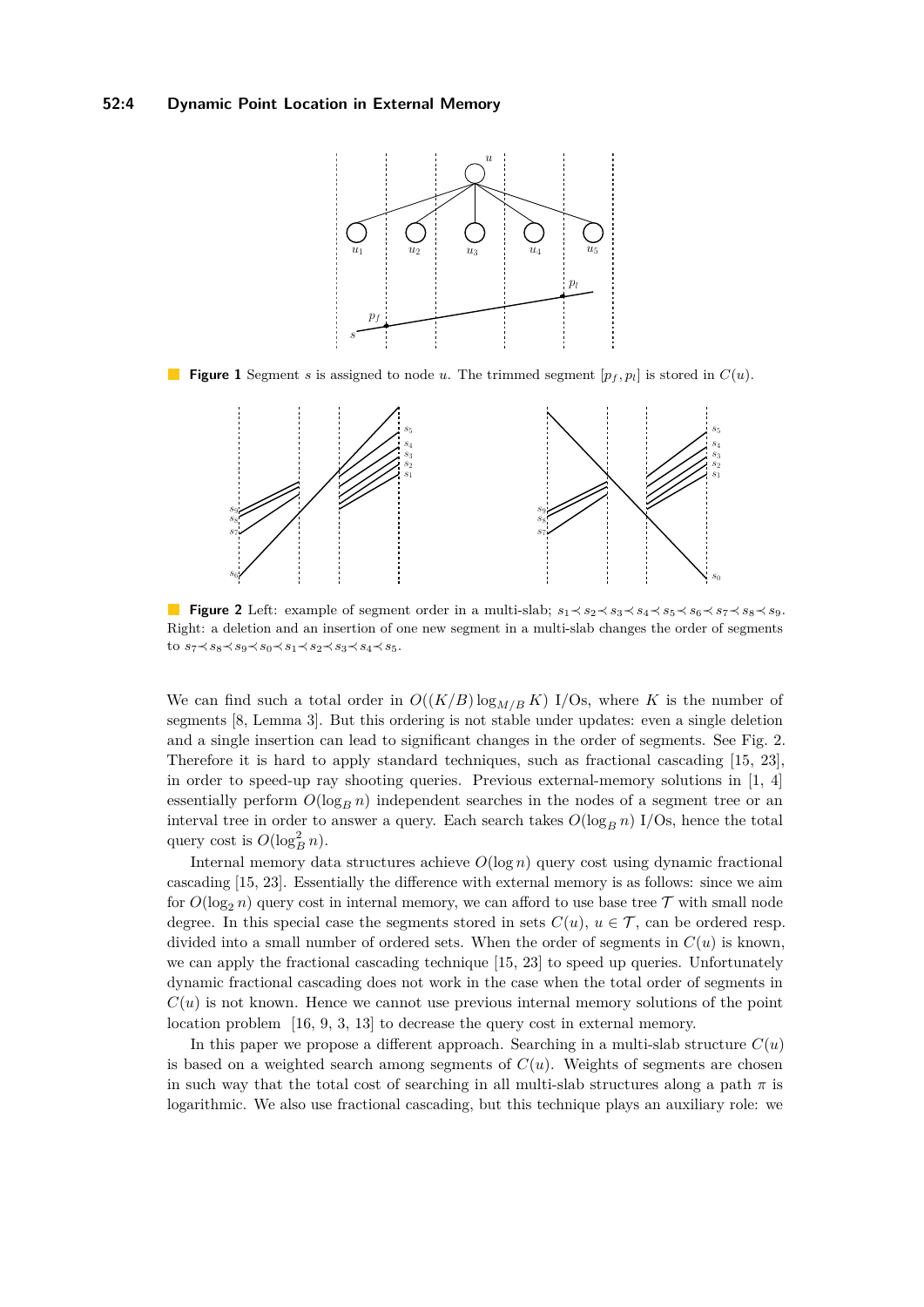**Figure 1** Segment $s$ is assigned to node $u$. The trimmed segment $[p_f, p_l]$ is stored in $C(u)$.

**Figure 2** Left: example of segment order in a multi-slab; $s_1 \prec s_2 \prec s_3 \prec s_4 \prec s_5 \prec s_6 \prec s_7 \prec s_8 \prec s_9$. Right: a deletion and an insertion of one new segment in a multi-slab changes the order of segments to $s_7 \prec s_8 \prec s_9 \prec s_0 \prec s_1 \prec s_2 \prec s_3 \prec s_4 \prec s_5$.

We can find such a total order in $O((K/B)\log_{M/B} K)$ I/Os, where $K$ is the number of segments [8, Lemma 3]. But this ordering is not stable under updates: even a single deletion and a single insertion can lead to significant changes in the order of segments. See Fig. 2. Therefore it is hard to apply standard techniques, such as fractional cascading [15, 23], in order to speed-up ray shooting queries. Previous external-memory solutions in [1, 4] essentially perform $O(\log_B n)$ independent searches in the nodes of a segment tree or an interval tree in order to answer a query. Each search takes $O(\log_B n)$ I/Os, hence the total query cost is $O(\log^2_B n)$.

Internal memory data structures achieve $O(\log n)$ query cost using dynamic fractional cascading [15, 23]. Essentially the difference with external memory is as follows: since we aim for $O(\log_2 n)$ query cost in internal memory, we can afford to use base tree $\mathcal{T}$ with small node degree. In this special case the segments stored in sets $C(u)$, $u \in \mathcal{T}$, can be ordered resp. divided into a small number of ordered sets. When the order of segments in $C(u)$ is known, we can apply the fractional cascading technique [15, 23] to speed up queries. Unfortunately dynamic fractional cascading does not work in the case when the total order of segments in $C(u)$ is not known. Hence we cannot use previous internal memory solutions of the point location problem [16, 9, 3, 13] to decrease the query cost in external memory.

In this paper we propose a different approach. Searching in a multi-slab structure $C(u)$ is based on a weighted search among segments of $C(u)$. Weights of segments are chosen in such way that the total cost of searching in all multi-slab structures along a path $\pi$ is logarithmic. We also use fractional cascading, but this technique plays an auxiliary role: we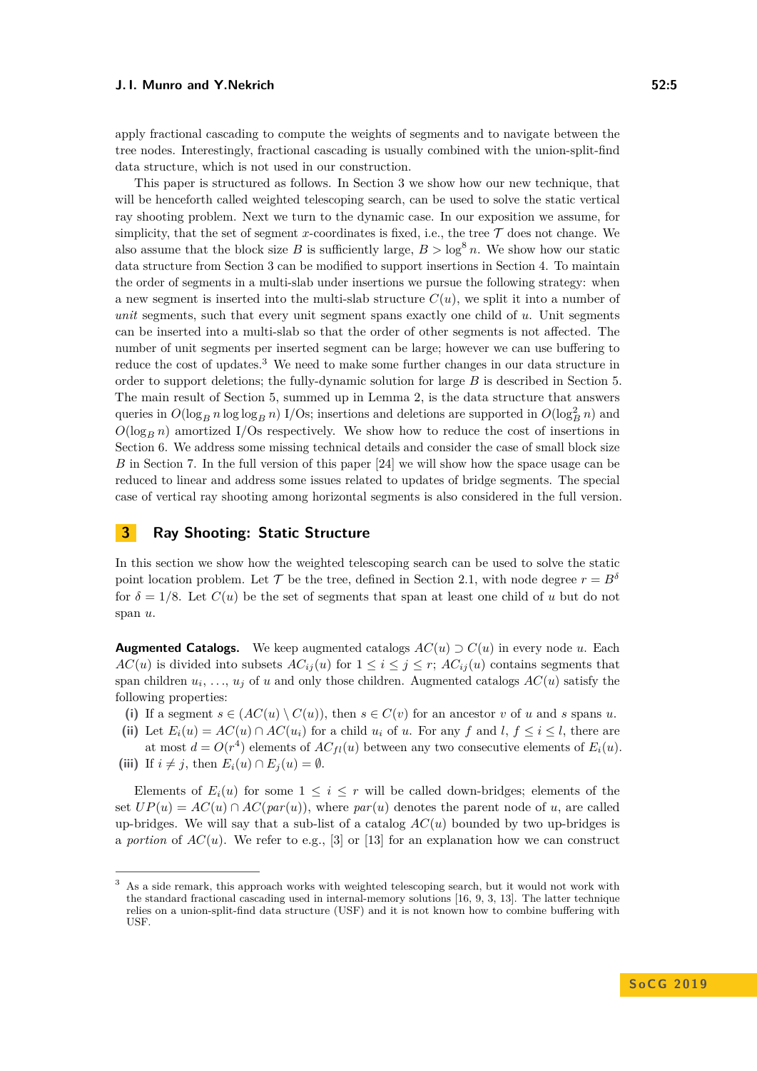apply fractional cascading to compute the weights of segments and to navigate between the tree nodes. Interestingly, fractional cascading is usually combined with the union-split-find data structure, which is not used in our construction.

This paper is structured as follows. In Section 3 we show how our new technique, that will be henceforth called weighted telescoping search, can be used to solve the static vertical ray shooting problem. Next we turn to the dynamic case. In our exposition we assume, for simplicity, that the set of segment $x$-coordinates is fixed, i.e., the tree $\mathcal{T}$ does not change. We also assume that the block size $B$ is sufficiently large, $B > \log^8 n$. We show how our static data structure from Section 3 can be modified to support insertions in Section 4. To maintain the order of segments in a multi-slab under insertions we pursue the following strategy: when a new segment is inserted into the multi-slab structure $C(u)$, we split it into a number of *unit* segments, such that every unit segment spans exactly one child of $u$. Unit segments can be inserted into a multi-slab so that the order of other segments is not affected. The number of unit segments per inserted segment can be large; however we can use buffering to reduce the cost of updates.[3] We need to make some further changes in our data structure in order to support deletions; the fully-dynamic solution for large $B$ is described in Section 5. The main result of Section 5, summed up in Lemma 2, is the data structure that answers queries in $O(\log_B n \log\log_B n)$ I/Os; insertions and deletions are supported in $O(\log_B^2 n)$ and $O(\log_B n)$ amortized I/Os respectively. We show how to reduce the cost of insertions in Section 6. We address some missing technical details and consider the case of small block size $B$ in Section 7. In the full version of this paper [24] we will show how the space usage can be reduced to linear and address some issues related to updates of bridge segments. The special case of vertical ray shooting among horizontal segments is also considered in the full version.

## 3 Ray Shooting: Static Structure

In this section we show how the weighted telescoping search can be used to solve the static point location problem. Let $\mathcal{T}$ be the tree, defined in Section 2.1, with node degree $r = B^\delta$ for $\delta = 1/8$. Let $C(u)$ be the set of segments that span at least one child of $u$ but do not span $u$.

**Augmented Catalogs.** We keep augmented catalogs $AC(u) \supset C(u)$ in every node $u$. Each $AC(u)$ is divided into subsets $AC_{ij}(u)$ for $1 \le i \le j \le r$; $AC_{ij}(u)$ contains segments that span children $u_i, \ldots, u_j$ of $u$ and only those children. Augmented catalogs $AC(u)$ satisfy the following properties:

**(i)** If a segment $s \in (AC(u) \setminus C(u))$, then $s \in C(v)$ for an ancestor $v$ of $u$ and $s$ spans $u$.

**(ii)** Let $E_i(u) = AC(u) \cap AC(u_i)$ for a child $u_i$ of $u$. For any $f$ and $l$, $f \le i \le l$, there are at most $d = O(r^4)$ elements of $AC_{fl}(u)$ between any two consecutive elements of $E_i(u)$.

**(iii)** If $i \ne j$, then $E_i(u) \cap E_j(u) = \emptyset$.

Elements of $E_i(u)$ for some $1 \le i \le r$ will be called down-bridges; elements of the set $UP(u) = AC(u) \cap AC(par(u))$, where $par(u)$ denotes the parent node of $u$, are called up-bridges. We will say that a sub-list of a catalog $AC(u)$ bounded by two up-bridges is a *portion* of $AC(u)$. We refer to e.g., [3] or [13] for an explanation how we can construct

[3] As a side remark, this approach works with weighted telescoping search, but it would not work with the standard fractional cascading used in internal-memory solutions [16, 9, 3, 13]. The latter technique relies on a union-split-find data structure (USF) and it is not known how to combine buffering with USF.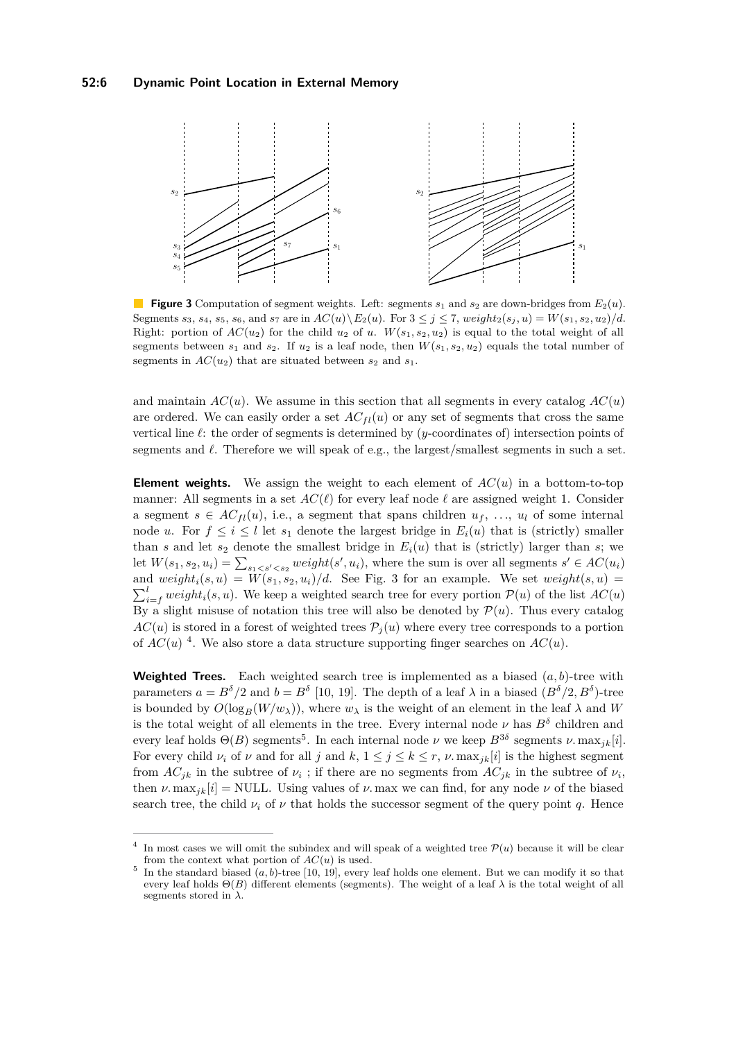**Figure 3** Computation of segment weights. Left: segments $s_1$ and $s_2$ are down-bridges from $E_2(u)$. Segments $s_3$, $s_4$, $s_5$, $s_6$, and $s_7$ are in $AC(u) \setminus E_2(u)$. For $3 \le j \le 7$, $weight_2(s_j, u) = W(s_1, s_2, u_2)/d$. Right: portion of $AC(u_2)$ for the child $u_2$ of $u$. $W(s_1, s_2, u_2)$ is equal to the total weight of all segments between $s_1$ and $s_2$. If $u_2$ is a leaf node, then $W(s_1, s_2, u_2)$ equals the total number of segments in $AC(u_2)$ that are situated between $s_2$ and $s_1$.

and maintain $AC(u)$. We assume in this section that all segments in every catalog $AC(u)$ are ordered. We can easily order a set $AC_{fl}(u)$ or any set of segments that cross the same vertical line $\ell$: the order of segments is determined by ($y$-coordinates of) intersection points of segments and $\ell$. Therefore we will speak of e.g., the largest/smallest segments in such a set.

**Element weights.** We assign the weight to each element of $AC(u)$ in a bottom-to-top manner: All segments in a set $AC(\ell)$ for every leaf node $\ell$ are assigned weight 1. Consider a segment $s \in AC_{fl}(u)$, i.e., a segment that spans children $u_f, \ldots, u_l$ of some internal node $u$. For $f \le i \le l$ let $s_1$ denote the largest bridge in $E_i(u)$ that is (strictly) smaller than $s$ and let $s_2$ denote the smallest bridge in $E_i(u)$ that is (strictly) larger than $s$; we let $W(s_1, s_2, u_i) = \sum_{s_1 < s' < s_2} weight(s', u_i)$, where the sum is over all segments $s' \in AC(u_i)$ and $weight_i(s, u) = W(s_1, s_2, u_i)/d$. See Fig. 3 for an example. We set $weight(s, u) = \sum_{i=f}^{l} weight_i(s, u)$. We keep a weighted search tree for every portion $\mathcal{P}(u)$ of the list $AC(u)$ By a slight misuse of notation this tree will also be denoted by $\mathcal{P}(u)$. Thus every catalog $AC(u)$ is stored in a forest of weighted trees $\mathcal{P}_j(u)$ where every tree corresponds to a portion of $AC(u)$ [4]. We also store a data structure supporting finger searches on $AC(u)$.

**Weighted Trees.** Each weighted search tree is implemented as a biased $(a, b)$-tree with parameters $a = B^\delta/2$ and $b = B^\delta$ [10, 19]. The depth of a leaf $\lambda$ in a biased $(B^\delta/2, B^\delta)$-tree is bounded by $O(\log_B(W/w_\lambda))$, where $w_\lambda$ is the weight of an element in the leaf $\lambda$ and $W$ is the total weight of all elements in the tree. Every internal node $\nu$ has $B^\delta$ children and every leaf holds $\Theta(B)$ segments[5]. In each internal node $\nu$ we keep $B^{3\delta}$ segments $\nu.\max_{jk}[i]$. For every child $\nu_i$ of $\nu$ and for all $j$ and $k$, $1 \le j \le k \le r$, $\nu.\max_{jk}[i]$ is the highest segment from $AC_{jk}$ in the subtree of $\nu_i$ ; if there are no segments from $AC_{jk}$ in the subtree of $\nu_i$, then $\nu.\max_{jk}[i] = \text{NULL}$. Using values of $\nu.\max$ we can find, for any node $\nu$ of the biased search tree, the child $\nu_i$ of $\nu$ that holds the successor segment of the query point $q$. Hence

---

[4] In most cases we will omit the subindex and will speak of a weighted tree $\mathcal{P}(u)$ because it will be clear from the context what portion of $AC(u)$ is used.

[5] In the standard biased $(a, b)$-tree [10, 19], every leaf holds one element. But we can modify it so that every leaf holds $\Theta(B)$ different elements (segments). The weight of a leaf $\lambda$ is the total weight of all segments stored in $\lambda$.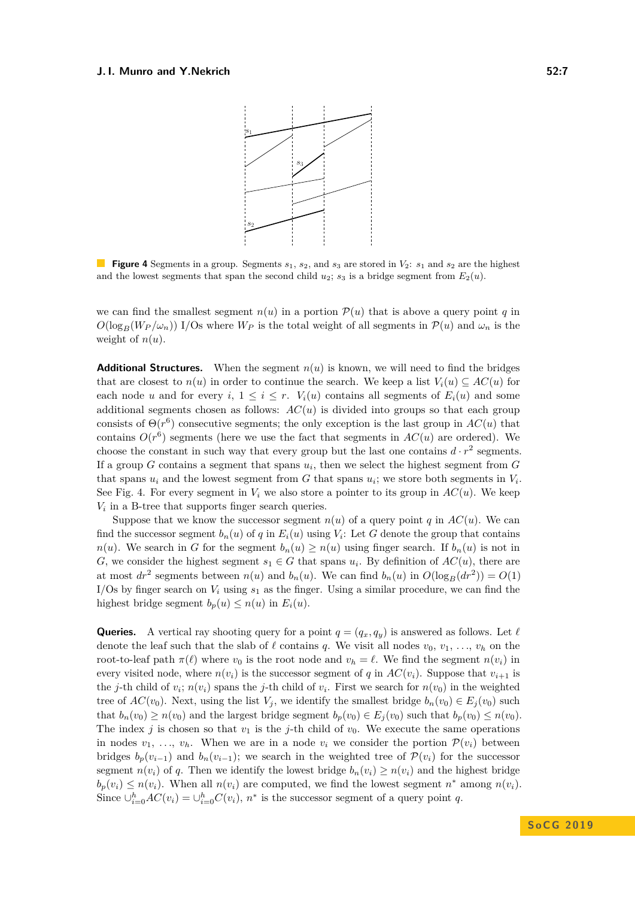**Figure 4** Segments in a group. Segments $s_1$, $s_2$, and $s_3$ are stored in $V_2$: $s_1$ and $s_2$ are the highest and the lowest segments that span the second child $u_2$; $s_3$ is a bridge segment from $E_2(u)$.

we can find the smallest segment $n(u)$ in a portion $\mathcal{P}(u)$ that is above a query point $q$ in $O(\log_B(W_P/\omega_n))$ I/Os where $W_P$ is the total weight of all segments in $\mathcal{P}(u)$ and $\omega_n$ is the weight of $n(u)$.

**Additional Structures.** When the segment $n(u)$ is known, we will need to find the bridges that are closest to $n(u)$ in order to continue the search. We keep a list $V_i(u) \subseteq AC(u)$ for each node $u$ and for every $i$, $1 \le i \le r$. $V_i(u)$ contains all segments of $E_i(u)$ and some additional segments chosen as follows: $AC(u)$ is divided into groups so that each group consists of $\Theta(r^6)$ consecutive segments; the only exception is the last group in $AC(u)$ that contains $O(r^6)$ segments (here we use the fact that segments in $AC(u)$ are ordered). We choose the constant in such way that every group but the last one contains $d \cdot r^2$ segments. If a group $G$ contains a segment that spans $u_i$, then we select the highest segment from $G$ that spans $u_i$ and the lowest segment from $G$ that spans $u_i$; we store both segments in $V_i$. See Fig. 4. For every segment in $V_i$ we also store a pointer to its group in $AC(u)$. We keep $V_i$ in a B-tree that supports finger search queries.

Suppose that we know the successor segment $n(u)$ of a query point $q$ in $AC(u)$. We can find the successor segment $b_n(u)$ of $q$ in $E_i(u)$ using $V_i$: Let $G$ denote the group that contains $n(u)$. We search in $G$ for the segment $b_n(u) \ge n(u)$ using finger search. If $b_n(u)$ is not in $G$, we consider the highest segment $s_1 \in G$ that spans $u_i$. By definition of $AC(u)$, there are at most $dr^2$ segments between $n(u)$ and $b_n(u)$. We can find $b_n(u)$ in $O(\log_B(dr^2)) = O(1)$ I/Os by finger search on $V_i$ using $s_1$ as the finger. Using a similar procedure, we can find the highest bridge segment $b_p(u) \le n(u)$ in $E_i(u)$.

**Queries.** A vertical ray shooting query for a point $q = (q_x, q_y)$ is answered as follows. Let $\ell$ denote the leaf such that the slab of $\ell$ contains $q$. We visit all nodes $v_0$, $v_1$, $\ldots$, $v_h$ on the root-to-leaf path $\pi(\ell)$ where $v_0$ is the root node and $v_h = \ell$. We find the segment $n(v_i)$ in every visited node, where $n(v_i)$ is the successor segment of $q$ in $AC(v_i)$. Suppose that $v_{i+1}$ is the $j$-th child of $v_i$; $n(v_i)$ spans the $j$-th child of $v_i$. First we search for $n(v_0)$ in the weighted tree of $AC(v_0)$. Next, using the list $V_j$, we identify the smallest bridge $b_n(v_0) \in E_j(v_0)$ such that $b_n(v_0) \ge n(v_0)$ and the largest bridge segment $b_p(v_0) \in E_j(v_0)$ such that $b_p(v_0) \le n(v_0)$. The index $j$ is chosen so that $v_1$ is the $j$-th child of $v_0$. We execute the same operations in nodes $v_1$, $\ldots$, $v_h$. When we are in a node $v_i$ we consider the portion $\mathcal{P}(v_i)$ between bridges $b_p(v_{i-1})$ and $b_n(v_{i-1})$; we search in the weighted tree of $\mathcal{P}(v_i)$ for the successor segment $n(v_i)$ of $q$. Then we identify the lowest bridge $b_n(v_i) \ge n(v_i)$ and the highest bridge $b_p(v_i) \le n(v_i)$. When all $n(v_i)$ are computed, we find the lowest segment $n^*$ among $n(v_i)$. Since $\cup_{i=0}^{h} AC(v_i) = \cup_{i=0}^{h} C(v_i)$, $n^*$ is the successor segment of a query point $q$.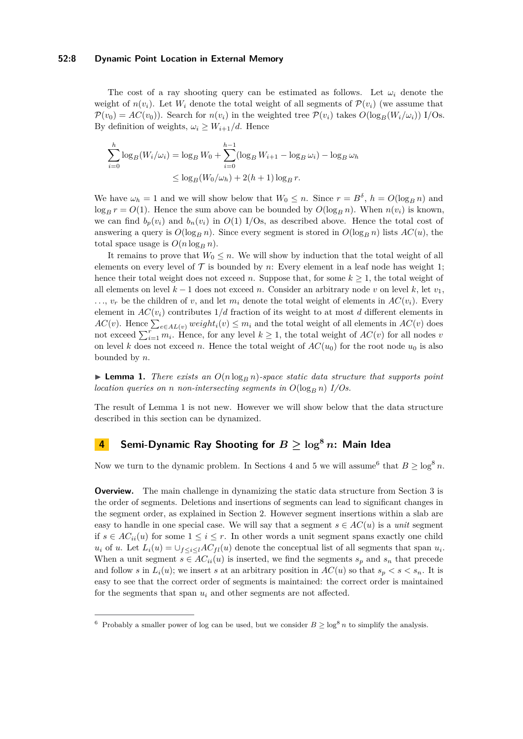The cost of a ray shooting query can be estimated as follows. Let $\omega_i$ denote the weight of $n(v_i)$. Let $W_i$ denote the total weight of all segments of $\mathcal{P}(v_i)$ (we assume that $\mathcal{P}(v_0) = AC(v_0)$). Search for $n(v_i)$ in the weighted tree $\mathcal{P}(v_i)$ takes $O(\log_B(W_i/\omega_i))$ I/Os. By definition of weights, $\omega_i \geq W_{i+1}/d$. Hence

$$\sum_{i=0}^{h} \log_B(W_i/\omega_i) = \log_B W_0 + \sum_{i=0}^{h-1}(\log_B W_{i+1} - \log_B \omega_i) - \log_B \omega_h$$
$$\leq \log_B(W_0/\omega_h) + 2(h+1)\log_B r.$$

We have $\omega_h = 1$ and we will show below that $W_0 \leq n$. Since $r = B^\delta$, $h = O(\log_B n)$ and $\log_B r = O(1)$. Hence the sum above can be bounded by $O(\log_B n)$. When $n(v_i)$ is known, we can find $b_p(v_i)$ and $b_n(v_i)$ in $O(1)$ I/Os, as described above. Hence the total cost of answering a query is $O(\log_B n)$. Since every segment is stored in $O(\log_B n)$ lists $AC(u)$, the total space usage is $O(n \log_B n)$.

It remains to prove that $W_0 \leq n$. We will show by induction that the total weight of all elements on every level of $\mathcal{T}$ is bounded by $n$: Every element in a leaf node has weight 1; hence their total weight does not exceed $n$. Suppose that, for some $k \geq 1$, the total weight of all elements on level $k-1$ does not exceed $n$. Consider an arbitrary node $v$ on level $k$, let $v_1$, $\ldots$, $v_r$ be the children of $v$, and let $m_i$ denote the total weight of elements in $AC(v_i)$. Every element in $AC(v_i)$ contributes $1/d$ fraction of its weight to at most $d$ different elements in $AC(v)$. Hence $\sum_{e \in AL(v)} weight_i(v) \leq m_i$ and the total weight of all elements in $AC(v)$ does not exceed $\sum_{i=1}^{r} m_i$. Hence, for any level $k \geq 1$, the total weight of $AC(v)$ for all nodes $v$ on level $k$ does not exceed $n$. Hence the total weight of $AC(u_0)$ for the root node $u_0$ is also bounded by $n$.

▶ **Lemma 1.** *There exists an $O(n \log_B n)$-space static data structure that supports point location queries on $n$ non-intersecting segments in $O(\log_B n)$ I/Os.*

The result of Lemma 1 is not new. However we will show below that the data structure described in this section can be dynamized.

## 4 Semi-Dynamic Ray Shooting for $B \geq \log^8 n$: Main Idea

Now we turn to the dynamic problem. In Sections 4 and 5 we will assume[6] that $B \geq \log^8 n$.

**Overview.** The main challenge in dynamizing the static data structure from Section 3 is the order of segments. Deletions and insertions of segments can lead to significant changes in the segment order, as explained in Section 2. However segment insertions within a slab are easy to handle in one special case. We will say that a segment $s \in AC(u)$ is a *unit* segment if $s \in AC_{ii}(u)$ for some $1 \leq i \leq r$. In other words a unit segment spans exactly one child $u_i$ of $u$. Let $L_i(u) = \cup_{f \leq i \leq l} AC_{fl}(u)$ denote the conceptual list of all segments that span $u_i$. When a unit segment $s \in AC_{ii}(u)$ is inserted, we find the segments $s_p$ and $s_n$ that precede and follow $s$ in $L_i(u)$; we insert $s$ at an arbitrary position in $AC(u)$ so that $s_p < s < s_n$. It is easy to see that the correct order of segments is maintained: the correct order is maintained for the segments that span $u_i$ and other segments are not affected.

[6] Probably a smaller power of log can be used, but we consider $B \geq \log^8 n$ to simplify the analysis.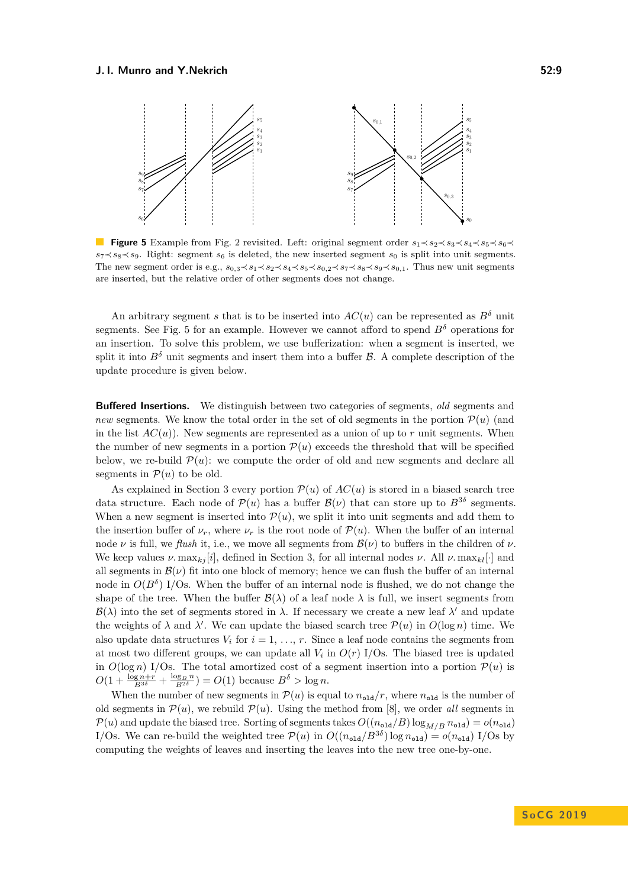**Figure 5** Example from Fig. 2 revisited. Left: original segment order $s_1 \prec s_2 \prec s_3 \prec s_4 \prec s_5 \prec s_6 \prec s_7 \prec s_8 \prec s_9$. Right: segment $s_6$ is deleted, the new inserted segment $s_0$ is split into unit segments. The new segment order is e.g., $s_{0,3} \prec s_1 \prec s_2 \prec s_4 \prec s_5 \prec s_{0,2} \prec s_7 \prec s_8 \prec s_9 \prec s_{0,1}$. Thus new unit segments are inserted, but the relative order of other segments does not change.

An arbitrary segment $s$ that is to be inserted into $AC(u)$ can be represented as $B^{\delta}$ unit segments. See Fig. 5 for an example. However we cannot afford to spend $B^{\delta}$ operations for an insertion. To solve this problem, we use bufferization: when a segment is inserted, we split it into $B^{\delta}$ unit segments and insert them into a buffer $\mathcal{B}$. A complete description of the update procedure is given below.

**Buffered Insertions.** We distinguish between two categories of segments, *old* segments and *new* segments. We know the total order in the set of old segments in the portion $\mathcal{P}(u)$ (and in the list $AC(u)$). New segments are represented as a union of up to $r$ unit segments. When the number of new segments in a portion $\mathcal{P}(u)$ exceeds the threshold that will be specified below, we re-build $\mathcal{P}(u)$: we compute the order of old and new segments and declare all segments in $\mathcal{P}(u)$ to be old.

As explained in Section 3 every portion $\mathcal{P}(u)$ of $AC(u)$ is stored in a biased search tree data structure. Each node of $\mathcal{P}(u)$ has a buffer $\mathcal{B}(\nu)$ that can store up to $B^{3\delta}$ segments. When a new segment is inserted into $\mathcal{P}(u)$, we split it into unit segments and add them to the insertion buffer of $\nu_r$, where $\nu_r$ is the root node of $\mathcal{P}(u)$. When the buffer of an internal node $\nu$ is full, we *flush* it, i.e., we move all segments from $\mathcal{B}(\nu)$ to buffers in the children of $\nu$. We keep values $\nu.\max_{kj}[i]$, defined in Section 3, for all internal nodes $\nu$. All $\nu.\max_{kl}[\cdot]$ and all segments in $\mathcal{B}(\nu)$ fit into one block of memory; hence we can flush the buffer of an internal node in $O(B^{\delta})$ I/Os. When the buffer of an internal node is flushed, we do not change the shape of the tree. When the buffer $\mathcal{B}(\lambda)$ of a leaf node $\lambda$ is full, we insert segments from $\mathcal{B}(\lambda)$ into the set of segments stored in $\lambda$. If necessary we create a new leaf $\lambda'$ and update the weights of $\lambda$ and $\lambda'$. We can update the biased search tree $\mathcal{P}(u)$ in $O(\log n)$ time. We also update data structures $V_i$ for $i = 1, \ldots, r$. Since a leaf node contains the segments from at most two different groups, we can update all $V_i$ in $O(r)$ I/Os. The biased tree is updated in $O(\log n)$ I/Os. The total amortized cost of a segment insertion into a portion $\mathcal{P}(u)$ is $O(1 + \frac{\log n + r}{B^{3\delta}} + \frac{\log_B n}{B^{2\delta}}) = O(1)$ because $B^{\delta} > \log n$.

When the number of new segments in $\mathcal{P}(u)$ is equal to $n_{\texttt{old}}/r$, where $n_{\texttt{old}}$ is the number of old segments in $\mathcal{P}(u)$, we rebuild $\mathcal{P}(u)$. Using the method from [8], we order *all* segments in $\mathcal{P}(u)$ and update the biased tree. Sorting of segments takes $O((n_{\texttt{old}}/B) \log_{M/B} n_{\texttt{old}}) = o(n_{\texttt{old}})$ I/Os. We can re-build the weighted tree $\mathcal{P}(u)$ in $O((n_{\texttt{old}}/B^{3\delta}) \log n_{\texttt{old}}) = o(n_{\texttt{old}})$ I/Os by computing the weights of leaves and inserting the leaves into the new tree one-by-one.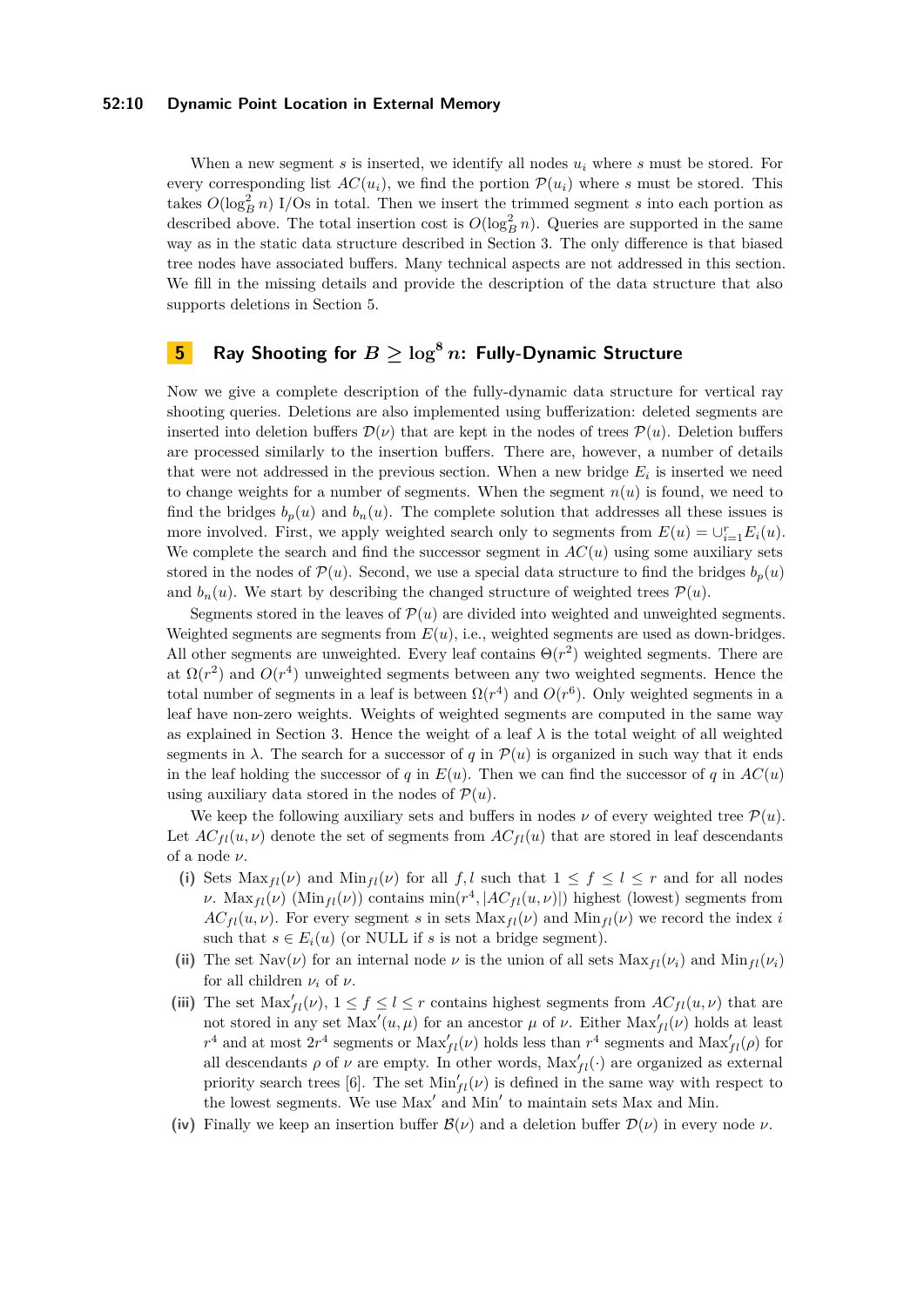When a new segment $s$ is inserted, we identify all nodes $u_i$ where $s$ must be stored. For every corresponding list $AC(u_i)$, we find the portion $\mathcal{P}(u_i)$ where $s$ must be stored. This takes $O(\log_B^2 n)$ I/Os in total. Then we insert the trimmed segment $s$ into each portion as described above. The total insertion cost is $O(\log_B^2 n)$. Queries are supported in the same way as in the static data structure described in Section 3. The only difference is that biased tree nodes have associated buffers. Many technical aspects are not addressed in this section. We fill in the missing details and provide the description of the data structure that also supports deletions in Section 5.

## 5 Ray Shooting for $B \geq \log^8 n$: Fully-Dynamic Structure

Now we give a complete description of the fully-dynamic data structure for vertical ray shooting queries. Deletions are also implemented using bufferization: deleted segments are inserted into deletion buffers $\mathcal{D}(\nu)$ that are kept in the nodes of trees $\mathcal{P}(u)$. Deletion buffers are processed similarly to the insertion buffers. There are, however, a number of details that were not addressed in the previous section. When a new bridge $E_i$ is inserted we need to change weights for a number of segments. When the segment $n(u)$ is found, we need to find the bridges $b_p(u)$ and $b_n(u)$. The complete solution that addresses all these issues is more involved. First, we apply weighted search only to segments from $E(u) = \cup_{i=1}^{r} E_i(u)$. We complete the search and find the successor segment in $AC(u)$ using some auxiliary sets stored in the nodes of $\mathcal{P}(u)$. Second, we use a special data structure to find the bridges $b_p(u)$ and $b_n(u)$. We start by describing the changed structure of weighted trees $\mathcal{P}(u)$.

Segments stored in the leaves of $\mathcal{P}(u)$ are divided into weighted and unweighted segments. Weighted segments are segments from $E(u)$, i.e., weighted segments are used as down-bridges. All other segments are unweighted. Every leaf contains $\Theta(r^2)$ weighted segments. There are at $\Omega(r^2)$ and $O(r^4)$ unweighted segments between any two weighted segments. Hence the total number of segments in a leaf is between $\Omega(r^4)$ and $O(r^6)$. Only weighted segments in a leaf have non-zero weights. Weights of weighted segments are computed in the same way as explained in Section 3. Hence the weight of a leaf $\lambda$ is the total weight of all weighted segments in $\lambda$. The search for a successor of $q$ in $\mathcal{P}(u)$ is organized in such way that it ends in the leaf holding the successor of $q$ in $E(u)$. Then we can find the successor of $q$ in $AC(u)$ using auxiliary data stored in the nodes of $\mathcal{P}(u)$.

We keep the following auxiliary sets and buffers in nodes $\nu$ of every weighted tree $\mathcal{P}(u)$. Let $AC_{fl}(u, \nu)$ denote the set of segments from $AC_{fl}(u)$ that are stored in leaf descendants of a node $\nu$.

- **(i)** Sets $\text{Max}_{fl}(\nu)$ and $\text{Min}_{fl}(\nu)$ for all $f, l$ such that $1 \leq f \leq l \leq r$ and for all nodes $\nu$. $\text{Max}_{fl}(\nu)$ ($\text{Min}_{fl}(\nu)$) contains $\min(r^4, |AC_{fl}(u, \nu)|)$ highest (lowest) segments from $AC_{fl}(u, \nu)$. For every segment $s$ in sets $\text{Max}_{fl}(\nu)$ and $\text{Min}_{fl}(\nu)$ we record the index $i$ such that $s \in E_i(u)$ (or NULL if $s$ is not a bridge segment).
- **(ii)** The set $\text{Nav}(\nu)$ for an internal node $\nu$ is the union of all sets $\text{Max}_{fl}(\nu_i)$ and $\text{Min}_{fl}(\nu_i)$ for all children $\nu_i$ of $\nu$.
- **(iii)** The set $\text{Max}'_{fl}(\nu)$, $1 \leq f \leq l \leq r$ contains highest segments from $AC_{fl}(u, \nu)$ that are not stored in any set $\text{Max}'(u, \mu)$ for an ancestor $\mu$ of $\nu$. Either $\text{Max}'_{fl}(\nu)$ holds at least $r^4$ and at most $2r^4$ segments or $\text{Max}'_{fl}(\nu)$ holds less than $r^4$ segments and $\text{Max}'_{fl}(\rho)$ for all descendants $\rho$ of $\nu$ are empty. In other words, $\text{Max}'_{fl}(\cdot)$ are organized as external priority search trees [6]. The set $\text{Min}'_{fl}(\nu)$ is defined in the same way with respect to the lowest segments. We use $\text{Max}'$ and $\text{Min}'$ to maintain sets Max and Min.
- **(iv)** Finally we keep an insertion buffer $\mathcal{B}(\nu)$ and a deletion buffer $\mathcal{D}(\nu)$ in every node $\nu$.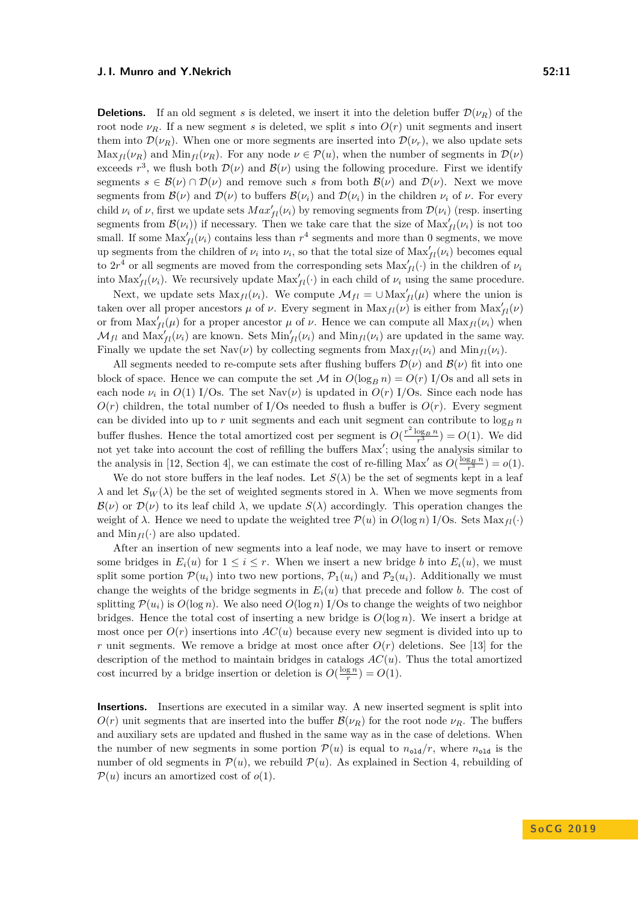**Deletions.** If an old segment $s$ is deleted, we insert it into the deletion buffer $\mathcal{D}(\nu_R)$ of the root node $\nu_R$. If a new segment $s$ is deleted, we split $s$ into $O(r)$ unit segments and insert them into $\mathcal{D}(\nu_R)$. When one or more segments are inserted into $\mathcal{D}(\nu_r)$, we also update sets $\text{Max}_{fl}(\nu_R)$ and $\text{Min}_{fl}(\nu_R)$. For any node $\nu \in \mathcal{P}(u)$, when the number of segments in $\mathcal{D}(\nu)$ exceeds $r^3$, we flush both $\mathcal{D}(\nu)$ and $\mathcal{B}(\nu)$ using the following procedure. First we identify segments $s \in \mathcal{B}(\nu) \cap \mathcal{D}(\nu)$ and remove such $s$ from both $\mathcal{B}(\nu)$ and $\mathcal{D}(\nu)$. Next we move segments from $\mathcal{B}(\nu)$ and $\mathcal{D}(\nu)$ to buffers $\mathcal{B}(\nu_i)$ and $\mathcal{D}(\nu_i)$ in the children $\nu_i$ of $\nu$. For every child $\nu_i$ of $\nu$, first we update sets $Max'_{fl}(\nu_i)$ by removing segments from $\mathcal{D}(\nu_i)$ (resp. inserting segments from $\mathcal{B}(\nu_i)$) if necessary. Then we take care that the size of $\text{Max}'_{fl}(\nu_i)$ is not too small. If some $\text{Max}'_{fl}(\nu_i)$ contains less than $r^4$ segments and more than 0 segments, we move up segments from the children of $\nu_i$ into $\nu_i$, so that the total size of $\text{Max}'_{fl}(\nu_i)$ becomes equal to $2r^4$ or all segments are moved from the corresponding sets $\text{Max}'_{fl}(\cdot)$ in the children of $\nu_i$ into $\text{Max}'_{fl}(\nu_i)$. We recursively update $\text{Max}'_{fl}(\cdot)$ in each child of $\nu_i$ using the same procedure.

Next, we update sets $\text{Max}_{fl}(\nu_i)$. We compute $\mathcal{M}_{fl} = \cup \text{Max}'_{fl}(\mu)$ where the union is taken over all proper ancestors $\mu$ of $\nu$. Every segment in $\text{Max}_{fl}(\nu)$ is either from $\text{Max}'_{fl}(\nu)$ or from $\text{Max}'_{fl}(\mu)$ for a proper ancestor $\mu$ of $\nu$. Hence we can compute all $\text{Max}_{fl}(\nu_i)$ when $\mathcal{M}_{fl}$ and $\text{Max}'_{fl}(\nu_i)$ are known. Sets $\text{Min}'_{fl}(\nu_i)$ and $\text{Min}_{fl}(\nu_i)$ are updated in the same way. Finally we update the set $\text{Nav}(\nu)$ by collecting segments from $\text{Max}_{fl}(\nu_i)$ and $\text{Min}_{fl}(\nu_i)$.

All segments needed to re-compute sets after flushing buffers $\mathcal{D}(\nu)$ and $\mathcal{B}(\nu)$ fit into one block of space. Hence we can compute the set $\mathcal{M}$ in $O(\log_B n) = O(r)$ I/Os and all sets in each node $\nu_i$ in $O(1)$ I/Os. The set $\text{Nav}(\nu)$ is updated in $O(r)$ I/Os. Since each node has $O(r)$ children, the total number of I/Os needed to flush a buffer is $O(r)$. Every segment can be divided into up to $r$ unit segments and each unit segment can contribute to $\log_B n$ buffer flushes. Hence the total amortized cost per segment is $O(\frac{r^2 \log_B n}{r^3}) = O(1)$. We did not yet take into account the cost of refilling the buffers $\text{Max}'$; using the analysis similar to the analysis in [12, Section 4], we can estimate the cost of re-filling $\text{Max}'$ as $O(\frac{\log_B n}{r^3}) = o(1)$.

We do not store buffers in the leaf nodes. Let $S(\lambda)$ be the set of segments kept in a leaf $\lambda$ and let $S_W(\lambda)$ be the set of weighted segments stored in $\lambda$. When we move segments from $\mathcal{B}(\nu)$ or $\mathcal{D}(\nu)$ to its leaf child $\lambda$, we update $S(\lambda)$ accordingly. This operation changes the weight of $\lambda$. Hence we need to update the weighted tree $\mathcal{P}(u)$ in $O(\log n)$ I/Os. Sets $\text{Max}_{fl}(\cdot)$ and $\text{Min}_{fl}(\cdot)$ are also updated.

After an insertion of new segments into a leaf node, we may have to insert or remove some bridges in $E_i(u)$ for $1 \le i \le r$. When we insert a new bridge $b$ into $E_i(u)$, we must split some portion $\mathcal{P}(u_i)$ into two new portions, $\mathcal{P}_1(u_i)$ and $\mathcal{P}_2(u_i)$. Additionally we must change the weights of the bridge segments in $E_i(u)$ that precede and follow $b$. The cost of splitting $\mathcal{P}(u_i)$ is $O(\log n)$. We also need $O(\log n)$ I/Os to change the weights of two neighbor bridges. Hence the total cost of inserting a new bridge is $O(\log n)$. We insert a bridge at most once per $O(r)$ insertions into $AC(u)$ because every new segment is divided into up to $r$ unit segments. We remove a bridge at most once after $O(r)$ deletions. See [13] for the description of the method to maintain bridges in catalogs $AC(u)$. Thus the total amortized cost incurred by a bridge insertion or deletion is $O(\frac{\log n}{r}) = O(1)$.

**Insertions.** Insertions are executed in a similar way. A new inserted segment is split into $O(r)$ unit segments that are inserted into the buffer $\mathcal{B}(\nu_R)$ for the root node $\nu_R$. The buffers and auxiliary sets are updated and flushed in the same way as in the case of deletions. When the number of new segments in some portion $\mathcal{P}(u)$ is equal to $n_{\texttt{old}}/r$, where $n_{\texttt{old}}$ is the number of old segments in $\mathcal{P}(u)$, we rebuild $\mathcal{P}(u)$. As explained in Section 4, rebuilding of $\mathcal{P}(u)$ incurs an amortized cost of $o(1)$.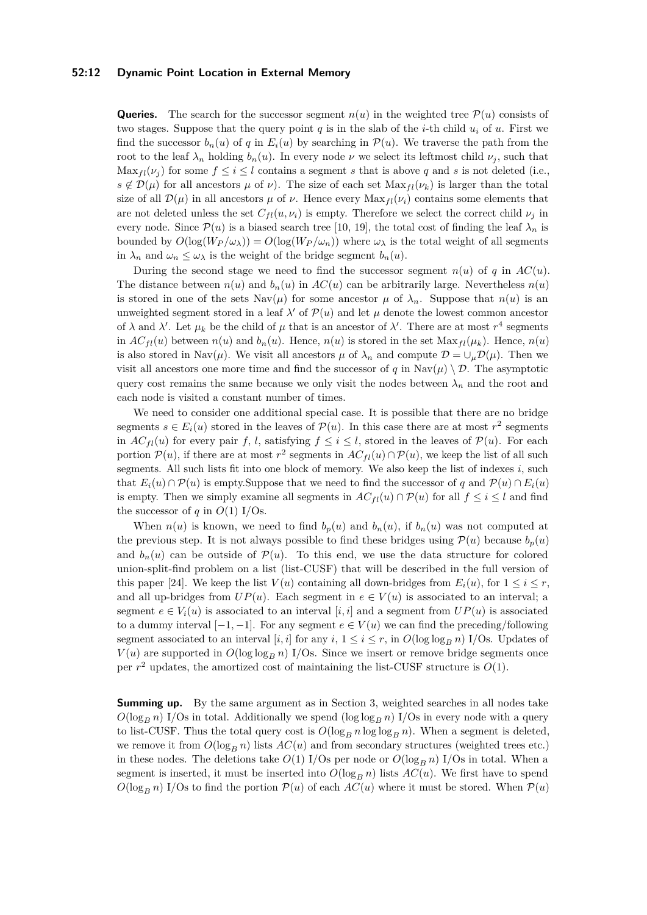**Queries.** The search for the successor segment $n(u)$ in the weighted tree $\mathcal{P}(u)$ consists of two stages. Suppose that the query point $q$ is in the slab of the $i$-th child $u_i$ of $u$. First we find the successor $b_n(u)$ of $q$ in $E_i(u)$ by searching in $\mathcal{P}(u)$. We traverse the path from the root to the leaf $\lambda_n$ holding $b_n(u)$. In every node $\nu$ we select its leftmost child $\nu_j$, such that $\text{Max}_{fl}(\nu_j)$ for some $f \le i \le l$ contains a segment $s$ that is above $q$ and $s$ is not deleted (i.e., $s \notin \mathcal{D}(\mu)$ for all ancestors $\mu$ of $\nu$). The size of each set $\text{Max}_{fl}(\nu_k)$ is larger than the total size of all $\mathcal{D}(\mu)$ in all ancestors $\mu$ of $\nu$. Hence every $\text{Max}_{fl}(\nu_i)$ contains some elements that are not deleted unless the set $C_{fl}(u, \nu_i)$ is empty. Therefore we select the correct child $\nu_j$ in every node. Since $\mathcal{P}(u)$ is a biased search tree [10, 19], the total cost of finding the leaf $\lambda_n$ is bounded by $O(\log(W_P/\omega_\lambda)) = O(\log(W_P/\omega_n))$ where $\omega_\lambda$ is the total weight of all segments in $\lambda_n$ and $\omega_n \le \omega_\lambda$ is the weight of the bridge segment $b_n(u)$.

During the second stage we need to find the successor segment $n(u)$ of $q$ in $AC(u)$. The distance between $n(u)$ and $b_n(u)$ in $AC(u)$ can be arbitrarily large. Nevertheless $n(u)$ is stored in one of the sets $\text{Nav}(\mu)$ for some ancestor $\mu$ of $\lambda_n$. Suppose that $n(u)$ is an unweighted segment stored in a leaf $\lambda'$ of $\mathcal{P}(u)$ and let $\mu$ denote the lowest common ancestor of $\lambda$ and $\lambda'$. Let $\mu_k$ be the child of $\mu$ that is an ancestor of $\lambda'$. There are at most $r^4$ segments in $AC_{fl}(u)$ between $n(u)$ and $b_n(u)$. Hence, $n(u)$ is stored in the set $\text{Max}_{fl}(\mu_k)$. Hence, $n(u)$ is also stored in $\text{Nav}(\mu)$. We visit all ancestors $\mu$ of $\lambda_n$ and compute $\mathcal{D} = \cup_\mu \mathcal{D}(\mu)$. Then we visit all ancestors one more time and find the successor of $q$ in $\text{Nav}(\mu) \setminus \mathcal{D}$. The asymptotic query cost remains the same because we only visit the nodes between $\lambda_n$ and the root and each node is visited a constant number of times.

We need to consider one additional special case. It is possible that there are no bridge segments $s \in E_i(u)$ stored in the leaves of $\mathcal{P}(u)$. In this case there are at most $r^2$ segments in $AC_{fl}(u)$ for every pair $f$, $l$, satisfying $f \le i \le l$, stored in the leaves of $\mathcal{P}(u)$. For each portion $\mathcal{P}(u)$, if there are at most $r^2$ segments in $AC_{fl}(u) \cap \mathcal{P}(u)$, we keep the list of all such segments. All such lists fit into one block of memory. We also keep the list of indexes $i$, such that $E_i(u) \cap \mathcal{P}(u)$ is empty.Suppose that we need to find the successor of $q$ and $\mathcal{P}(u) \cap E_i(u)$ is empty. Then we simply examine all segments in $AC_{fl}(u) \cap \mathcal{P}(u)$ for all $f \le i \le l$ and find the successor of $q$ in $O(1)$ I/Os.

When $n(u)$ is known, we need to find $b_p(u)$ and $b_n(u)$, if $b_n(u)$ was not computed at the previous step. It is not always possible to find these bridges using $\mathcal{P}(u)$ because $b_p(u)$ and $b_n(u)$ can be outside of $\mathcal{P}(u)$. To this end, we use the data structure for colored union-split-find problem on a list (list-CUSF) that will be described in the full version of this paper [24]. We keep the list $V(u)$ containing all down-bridges from $E_i(u)$, for $1 \le i \le r$, and all up-bridges from $UP(u)$. Each segment in $e \in V(u)$ is associated to an interval; a segment $e \in V_i(u)$ is associated to an interval $[i, i]$ and a segment from $UP(u)$ is associated to a dummy interval $[-1, -1]$. For any segment $e \in V(u)$ we can find the preceding/following segment associated to an interval $[i, i]$ for any $i$, $1 \le i \le r$, in $O(\log \log_B n)$ I/Os. Updates of $V(u)$ are supported in $O(\log \log_B n)$ I/Os. Since we insert or remove bridge segments once per $r^2$ updates, the amortized cost of maintaining the list-CUSF structure is $O(1)$.

**Summing up.** By the same argument as in Section 3, weighted searches in all nodes take $O(\log_B n)$ I/Os in total. Additionally we spend $(\log \log_B n)$ I/Os in every node with a query to list-CUSF. Thus the total query cost is $O(\log_B n \log \log_B n)$. When a segment is deleted, we remove it from $O(\log_B n)$ lists $AC(u)$ and from secondary structures (weighted trees etc.) in these nodes. The deletions take $O(1)$ I/Os per node or $O(\log_B n)$ I/Os in total. When a segment is inserted, it must be inserted into $O(\log_B n)$ lists $AC(u)$. We first have to spend $O(\log_B n)$ I/Os to find the portion $\mathcal{P}(u)$ of each $AC(u)$ where it must be stored. When $\mathcal{P}(u)$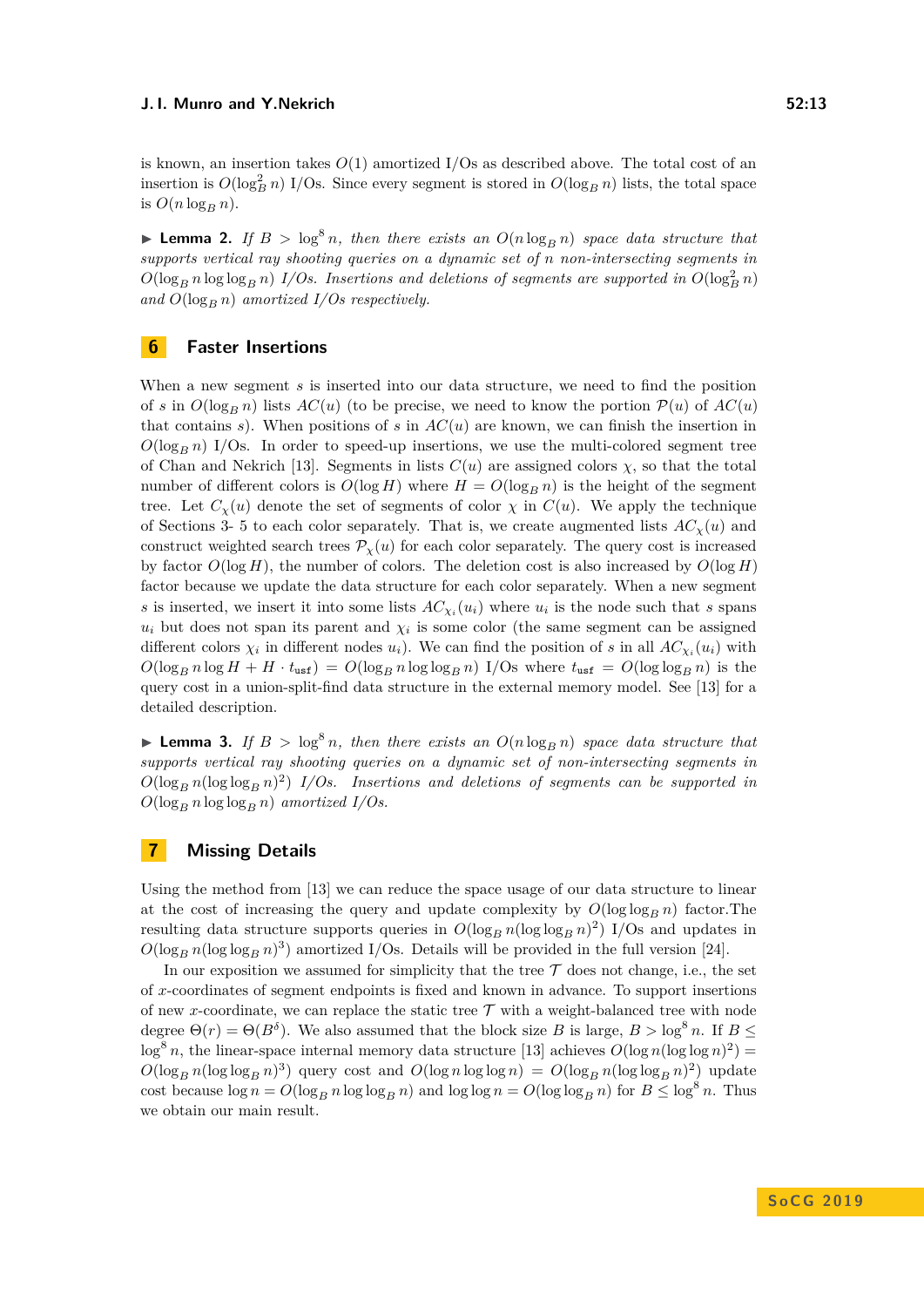is known, an insertion takes $O(1)$ amortized I/Os as described above. The total cost of an insertion is $O(\log_B^2 n)$ I/Os. Since every segment is stored in $O(\log_B n)$ lists, the total space is $O(n \log_B n)$.

▶ **Lemma 2.** *If $B > \log^8 n$, then there exists an $O(n \log_B n)$ space data structure that supports vertical ray shooting queries on a dynamic set of $n$ non-intersecting segments in $O(\log_B n \log \log_B n)$ I/Os. Insertions and deletions of segments are supported in $O(\log_B^2 n)$ and $O(\log_B n)$ amortized I/Os respectively.*

## 6 Faster Insertions

When a new segment $s$ is inserted into our data structure, we need to find the position of $s$ in $O(\log_B n)$ lists $AC(u)$ (to be precise, we need to know the portion $\mathcal{P}(u)$ of $AC(u)$ that contains $s$). When positions of $s$ in $AC(u)$ are known, we can finish the insertion in $O(\log_B n)$ I/Os. In order to speed-up insertions, we use the multi-colored segment tree of Chan and Nekrich [13]. Segments in lists $C(u)$ are assigned colors $\chi$, so that the total number of different colors is $O(\log H)$ where $H = O(\log_B n)$ is the height of the segment tree. Let $C_\chi(u)$ denote the set of segments of color $\chi$ in $C(u)$. We apply the technique of Sections 3- 5 to each color separately. That is, we create augmented lists $AC_\chi(u)$ and construct weighted search trees $\mathcal{P}_\chi(u)$ for each color separately. The query cost is increased by factor $O(\log H)$, the number of colors. The deletion cost is also increased by $O(\log H)$ factor because we update the data structure for each color separately. When a new segment $s$ is inserted, we insert it into some lists $AC_{\chi_i}(u_i)$ where $u_i$ is the node such that $s$ spans $u_i$ but does not span its parent and $\chi_i$ is some color (the same segment can be assigned different colors $\chi_i$ in different nodes $u_i$). We can find the position of $s$ in all $AC_{\chi_i}(u_i)$ with $O(\log_B n \log H + H \cdot t_{\texttt{usf}}) = O(\log_B n \log \log_B n)$ I/Os where $t_{\texttt{usf}} = O(\log \log_B n)$ is the query cost in a union-split-find data structure in the external memory model. See [13] for a detailed description.

▶ **Lemma 3.** *If $B > \log^8 n$, then there exists an $O(n \log_B n)$ space data structure that supports vertical ray shooting queries on a dynamic set of non-intersecting segments in $O(\log_B n (\log \log_B n)^2)$ I/Os. Insertions and deletions of segments can be supported in $O(\log_B n \log \log_B n)$ amortized I/Os.*

## 7 Missing Details

Using the method from [13] we can reduce the space usage of our data structure to linear at the cost of increasing the query and update complexity by $O(\log \log_B n)$ factor.The resulting data structure supports queries in $O(\log_B n (\log \log_B n)^2)$ I/Os and updates in $O(\log_B n (\log \log_B n)^3)$ amortized I/Os. Details will be provided in the full version [24].

In our exposition we assumed for simplicity that the tree $\mathcal{T}$ does not change, i.e., the set of $x$-coordinates of segment endpoints is fixed and known in advance. To support insertions of new $x$-coordinate, we can replace the static tree $\mathcal{T}$ with a weight-balanced tree with node degree $\Theta(r) = \Theta(B^\delta)$. We also assumed that the block size $B$ is large, $B > \log^8 n$. If $B \le \log^8 n$, the linear-space internal memory data structure [13] achieves $O(\log n (\log \log n)^2) = O(\log_B n (\log \log_B n)^3)$ query cost and $O(\log n \log \log n) = O(\log_B n (\log \log_B n)^2)$ update cost because $\log n = O(\log_B n \log \log_B n)$ and $\log \log n = O(\log \log_B n)$ for $B \le \log^8 n$. Thus we obtain our main result.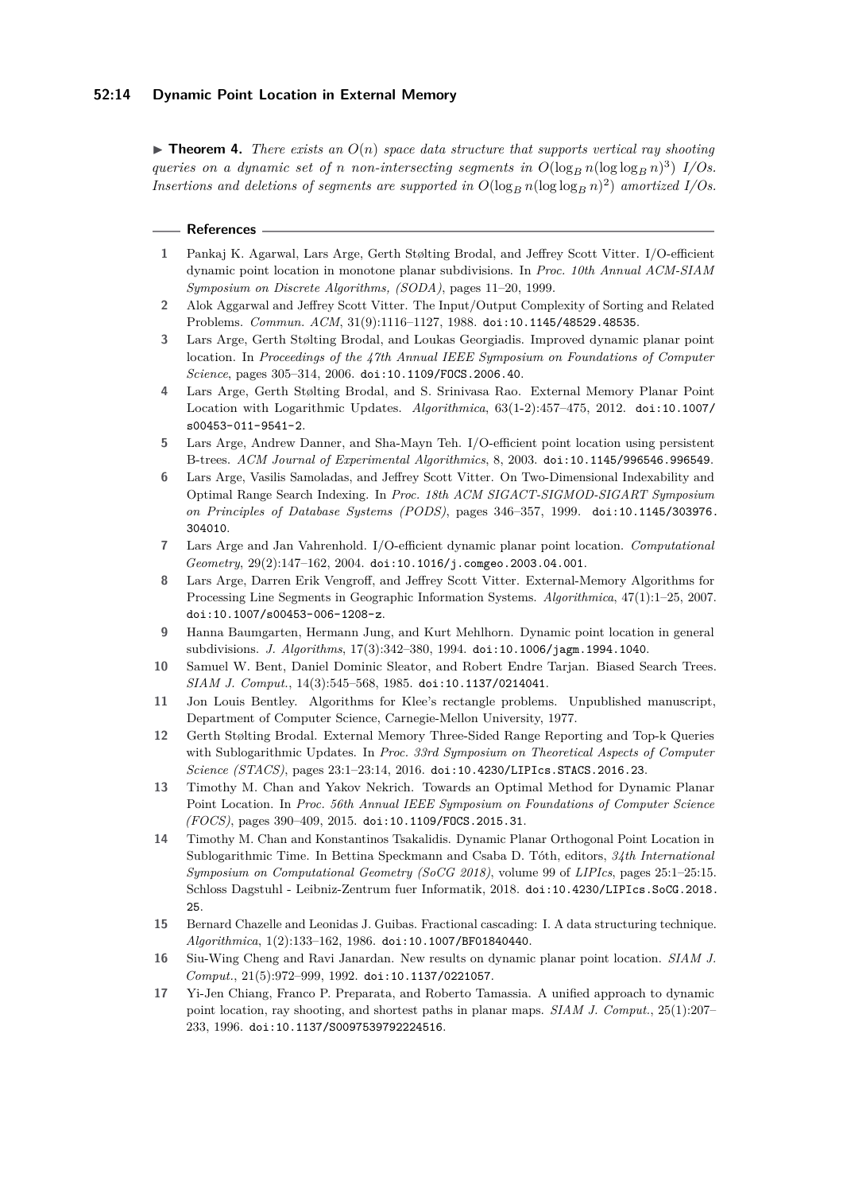▶ **Theorem 4.** *There exists an $O(n)$ space data structure that supports vertical ray shooting queries on a dynamic set of $n$ non-intersecting segments in $O(\log_B n(\log\log_B n)^3)$ I/Os. Insertions and deletions of segments are supported in $O(\log_B n(\log\log_B n)^2)$ amortized I/Os.*

## References

1. Pankaj K. Agarwal, Lars Arge, Gerth Stølting Brodal, and Jeffrey Scott Vitter. I/O-efficient dynamic point location in monotone planar subdivisions. In *Proc. 10th Annual ACM-SIAM Symposium on Discrete Algorithms, (SODA)*, pages 11–20, 1999.
2. Alok Aggarwal and Jeffrey Scott Vitter. The Input/Output Complexity of Sorting and Related Problems. *Commun. ACM*, 31(9):1116–1127, 1988. `doi:10.1145/48529.48535`.
3. Lars Arge, Gerth Stølting Brodal, and Loukas Georgiadis. Improved dynamic planar point location. In *Proceedings of the 47th Annual IEEE Symposium on Foundations of Computer Science*, pages 305–314, 2006. `doi:10.1109/FOCS.2006.40`.
4. Lars Arge, Gerth Stølting Brodal, and S. Srinivasa Rao. External Memory Planar Point Location with Logarithmic Updates. *Algorithmica*, 63(1-2):457–475, 2012. `doi:10.1007/s00453-011-9541-2`.
5. Lars Arge, Andrew Danner, and Sha-Mayn Teh. I/O-efficient point location using persistent B-trees. *ACM Journal of Experimental Algorithmics*, 8, 2003. `doi:10.1145/996546.996549`.
6. Lars Arge, Vasilis Samoladas, and Jeffrey Scott Vitter. On Two-Dimensional Indexability and Optimal Range Search Indexing. In *Proc. 18th ACM SIGACT-SIGMOD-SIGART Symposium on Principles of Database Systems (PODS)*, pages 346–357, 1999. `doi:10.1145/303976.304010`.
7. Lars Arge and Jan Vahrenhold. I/O-efficient dynamic planar point location. *Computational Geometry*, 29(2):147–162, 2004. `doi:10.1016/j.comgeo.2003.04.001`.
8. Lars Arge, Darren Erik Vengroff, and Jeffrey Scott Vitter. External-Memory Algorithms for Processing Line Segments in Geographic Information Systems. *Algorithmica*, 47(1):1–25, 2007. `doi:10.1007/s00453-006-1208-z`.
9. Hanna Baumgarten, Hermann Jung, and Kurt Mehlhorn. Dynamic point location in general subdivisions. *J. Algorithms*, 17(3):342–380, 1994. `doi:10.1006/jagm.1994.1040`.
10. Samuel W. Bent, Daniel Dominic Sleator, and Robert Endre Tarjan. Biased Search Trees. *SIAM J. Comput.*, 14(3):545–568, 1985. `doi:10.1137/0214041`.
11. Jon Louis Bentley. Algorithms for Klee's rectangle problems. Unpublished manuscript, Department of Computer Science, Carnegie-Mellon University, 1977.
12. Gerth Stølting Brodal. External Memory Three-Sided Range Reporting and Top-k Queries with Sublogarithmic Updates. In *Proc. 33rd Symposium on Theoretical Aspects of Computer Science (STACS)*, pages 23:1–23:14, 2016. `doi:10.4230/LIPIcs.STACS.2016.23`.
13. Timothy M. Chan and Yakov Nekrich. Towards an Optimal Method for Dynamic Planar Point Location. In *Proc. 56th Annual IEEE Symposium on Foundations of Computer Science (FOCS)*, pages 390–409, 2015. `doi:10.1109/FOCS.2015.31`.
14. Timothy M. Chan and Konstantinos Tsakalidis. Dynamic Planar Orthogonal Point Location in Sublogarithmic Time. In Bettina Speckmann and Csaba D. Tóth, editors, *34th International Symposium on Computational Geometry (SoCG 2018)*, volume 99 of *LIPIcs*, pages 25:1–25:15. Schloss Dagstuhl - Leibniz-Zentrum fuer Informatik, 2018. `doi:10.4230/LIPIcs.SoCG.2018.25`.
15. Bernard Chazelle and Leonidas J. Guibas. Fractional cascading: I. A data structuring technique. *Algorithmica*, 1(2):133–162, 1986. `doi:10.1007/BF01840440`.
16. Siu-Wing Cheng and Ravi Janardan. New results on dynamic planar point location. *SIAM J. Comput.*, 21(5):972–999, 1992. `doi:10.1137/0221057`.
17. Yi-Jen Chiang, Franco P. Preparata, and Roberto Tamassia. A unified approach to dynamic point location, ray shooting, and shortest paths in planar maps. *SIAM J. Comput.*, 25(1):207–233, 1996. `doi:10.1137/S0097539792224516`.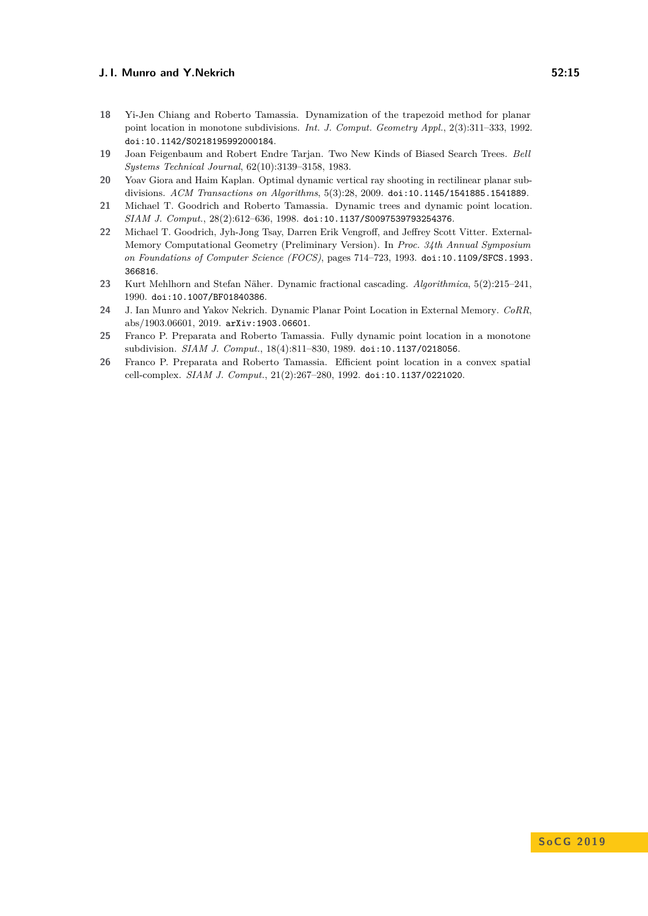18 Yi-Jen Chiang and Roberto Tamassia. Dynamization of the trapezoid method for planar point location in monotone subdivisions. *Int. J. Comput. Geometry Appl.*, 2(3):311–333, 1992. doi:10.1142/S0218195992000184.

19 Joan Feigenbaum and Robert Endre Tarjan. Two New Kinds of Biased Search Trees. *Bell Systems Technical Journal*, 62(10):3139–3158, 1983.

20 Yoav Giora and Haim Kaplan. Optimal dynamic vertical ray shooting in rectilinear planar subdivisions. *ACM Transactions on Algorithms*, 5(3):28, 2009. doi:10.1145/1541885.1541889.

21 Michael T. Goodrich and Roberto Tamassia. Dynamic trees and dynamic point location. *SIAM J. Comput.*, 28(2):612–636, 1998. doi:10.1137/S0097539793254376.

22 Michael T. Goodrich, Jyh-Jong Tsay, Darren Erik Vengroff, and Jeffrey Scott Vitter. External-Memory Computational Geometry (Preliminary Version). In *Proc. 34th Annual Symposium on Foundations of Computer Science (FOCS)*, pages 714–723, 1993. doi:10.1109/SFCS.1993.366816.

23 Kurt Mehlhorn and Stefan Näher. Dynamic fractional cascading. *Algorithmica*, 5(2):215–241, 1990. doi:10.1007/BF01840386.

24 J. Ian Munro and Yakov Nekrich. Dynamic Planar Point Location in External Memory. *CoRR*, abs/1903.06601, 2019. arXiv:1903.06601.

25 Franco P. Preparata and Roberto Tamassia. Fully dynamic point location in a monotone subdivision. *SIAM J. Comput.*, 18(4):811–830, 1989. doi:10.1137/0218056.

26 Franco P. Preparata and Roberto Tamassia. Efficient point location in a convex spatial cell-complex. *SIAM J. Comput.*, 21(2):267–280, 1992. doi:10.1137/0221020.